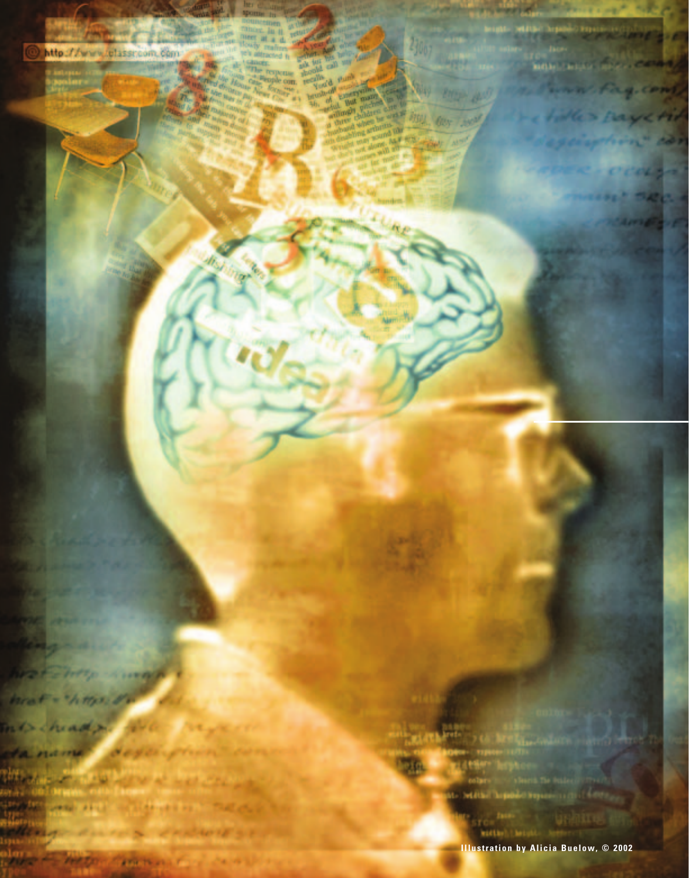Illustration by Alicia Buelow, © 2002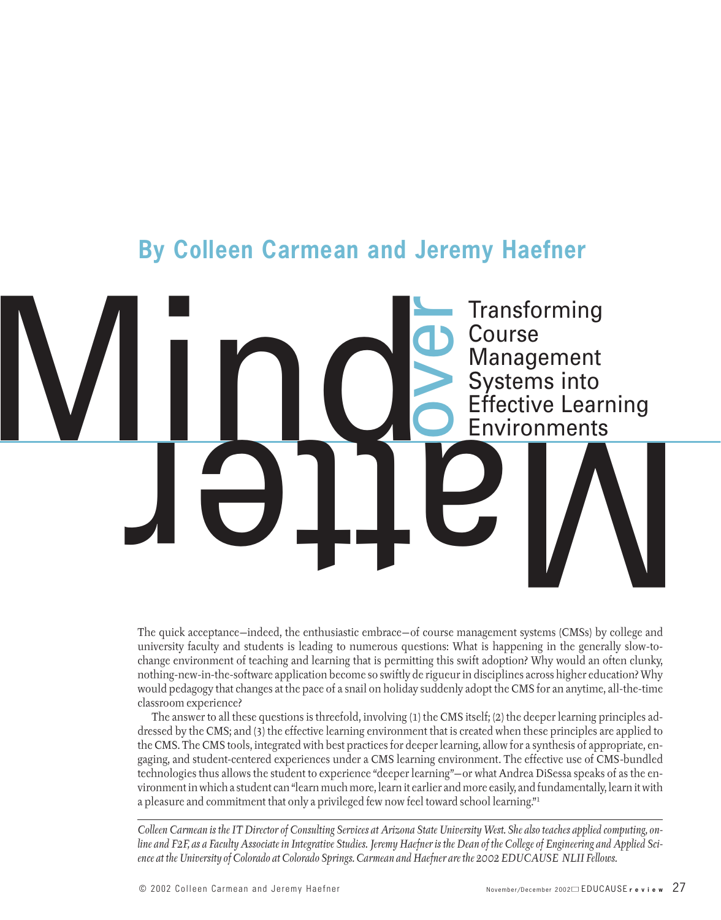**By Colleen Carmean and Jeremy Haefner**

# Mind over Matter

## Transforming Course Management Systems into Effective Learning Environments

The quick acceptance—indeed, the enthusiastic embrace—of course management systems (CMSs) by college and university faculty and students is leading to numerous questions: What is happening in the generally slow-to-change environment of teaching and learning that is permitting this swift adoption? Why would an often clunky, nothing-new-in-the-software application become so swiftly de rigueur in disciplines across higher education? Why would pedagogy that changes at the pace of a snail on holiday suddenly adopt the CMS for an anytime, all-the-time classroom experience?

The answer to all these questions is threefold, involving (1) the CMS itself; (2) the deeper learning principles addressed by the CMS; and (3) the effective learning environment that is created when these principles are applied to the CMS. The CMS tools, integrated with best practices for deeper learning, allow for a synthesis of appropriate, engaging, and student-centered experiences under a CMS learning environment. The effective use of CMS-bundled technologies thus allows the student to experience "deeper learning"—or what Andrea DiSessa speaks of as the environment in which a student can "learn much more, learn it earlier and more easily, and fundamentally, learn it with a pleasure and commitment that only a privileged few now feel toward school learning."[1]

---

*Colleen Carmean is the IT Director of Consulting Services at Arizona State University West. She also teaches applied computing, online and F2F, as a Faculty Associate in Integrative Studies. Jeremy Haefner is the Dean of the College of Engineering and Applied Science at the University of Colorado at Colorado Springs. Carmean and Haefner are the 2002 EDUCAUSE NLII Fellows.*

© 2002 Colleen Carmean and Jeremy Haefner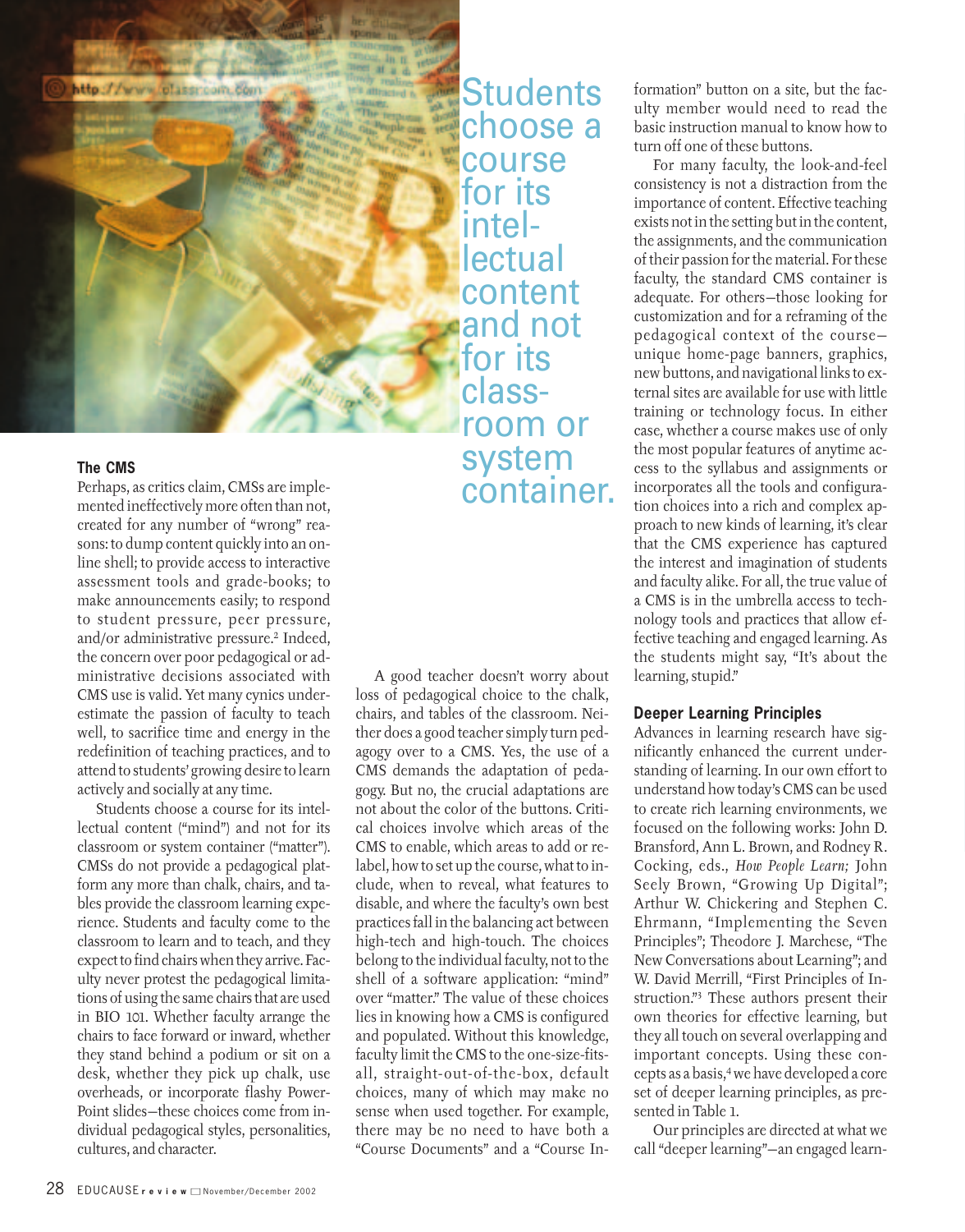## The CMS

Perhaps, as critics claim, CMSs are implemented ineffectively more often than not, created for any number of "wrong" reasons: to dump content quickly into an online shell; to provide access to interactive assessment tools and grade-books; to make announcements easily; to respond to student pressure, peer pressure, and/or administrative pressure.[2] Indeed, the concern over poor pedagogical or administrative decisions associated with CMS use is valid. Yet many cynics underestimate the passion of faculty to teach well, to sacrifice time and energy in the redefinition of teaching practices, and to attend to students' growing desire to learn actively and socially at any time.

Students choose a course for its intellectual content ("mind") and not for its classroom or system container ("matter"). CMSs do not provide a pedagogical platform any more than chalk, chairs, and tables provide the classroom learning experience. Students and faculty come to the classroom to learn and to teach, and they expect to find chairs when they arrive. Faculty never protest the pedagogical limitations of using the same chairs that are used in BIO 101. Whether faculty arrange the chairs to face forward or inward, whether they stand behind a podium or sit on a desk, whether they pick up chalk, use overheads, or incorporate flashy PowerPoint slides—these choices come from individual pedagogical styles, personalities, cultures, and character.

Students choose a course for its intellectual content and not for its classroom or system container.

A good teacher doesn't worry about loss of pedagogical choice to the chalk, chairs, and tables of the classroom. Neither does a good teacher simply turn pedagogy over to a CMS. Yes, the use of a CMS demands the adaptation of pedagogy. But no, the crucial adaptations are not about the color of the buttons. Critical choices involve which areas of the CMS to enable, which areas to add or relabel, how to set up the course, what to include, when to reveal, what features to disable, and where the faculty's own best practices fall in the balancing act between high-tech and high-touch. The choices belong to the individual faculty, not to the shell of a software application: "mind" over "matter." The value of these choices lies in knowing how a CMS is configured and populated. Without this knowledge, faculty limit the CMS to the one-size-fits-all, straight-out-of-the-box, default choices, many of which may make no sense when used together. For example, there may be no need to have both a "Course Documents" and a "Course Information" button on a site, but the faculty member would need to read the basic instruction manual to know how to turn off one of these buttons.

For many faculty, the look-and-feel consistency is not a distraction from the importance of content. Effective teaching exists not in the setting but in the content, the assignments, and the communication of their passion for the material. For these faculty, the standard CMS container is adequate. For others—those looking for customization and for a reframing of the pedagogical context of the course—unique home-page banners, graphics, new buttons, and navigational links to external sites are available for use with little training or technology focus. In either case, whether a course makes use of only the most popular features of anytime access to the syllabus and assignments or incorporates all the tools and configuration choices into a rich and complex approach to new kinds of learning, it's clear that the CMS experience has captured the interest and imagination of students and faculty alike. For all, the true value of a CMS is in the umbrella access to technology tools and practices that allow effective teaching and engaged learning. As the students might say, "It's about the learning, stupid."

## Deeper Learning Principles

Advances in learning research have significantly enhanced the current understanding of learning. In our own effort to understand how today's CMS can be used to create rich learning environments, we focused on the following works: John D. Bransford, Ann L. Brown, and Rodney R. Cocking, eds., *How People Learn;* John Seely Brown, "Growing Up Digital"; Arthur W. Chickering and Stephen C. Ehrmann, "Implementing the Seven Principles"; Theodore J. Marchese, "The New Conversations about Learning"; and W. David Merrill, "First Principles of Instruction."[3] These authors present their own theories for effective learning, but they all touch on several overlapping and important concepts. Using these concepts as a basis,[4] we have developed a core set of deeper learning principles, as presented in Table 1.

Our principles are directed at what we call "deeper learning"—an engaged learn-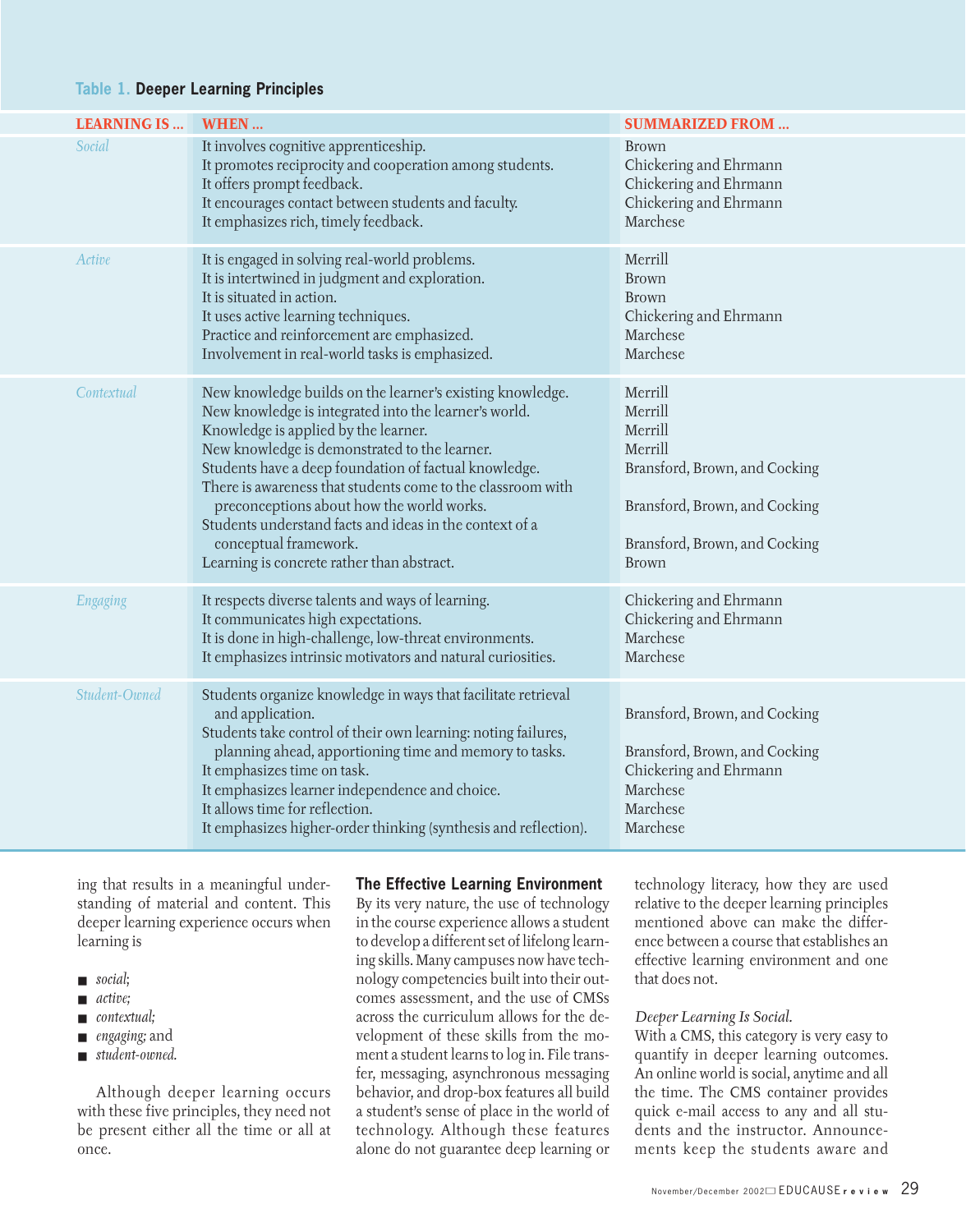**Table 1. Deeper Learning Principles**

| LEARNING IS ... | WHEN ... | SUMMARIZED FROM ... |
|---|---|---|
| *Social* | It involves cognitive apprenticeship. | Brown |
| | It promotes reciprocity and cooperation among students. | Chickering and Ehrmann |
| | It offers prompt feedback. | Chickering and Ehrmann |
| | It encourages contact between students and faculty. | Chickering and Ehrmann |
| | It emphasizes rich, timely feedback. | Marchese |
| *Active* | It is engaged in solving real-world problems. | Merrill |
| | It is intertwined in judgment and exploration. | Brown |
| | It is situated in action. | Brown |
| | It uses active learning techniques. | Chickering and Ehrmann |
| | Practice and reinforcement are emphasized. | Marchese |
| | Involvement in real-world tasks is emphasized. | Marchese |
| *Contextual* | New knowledge builds on the learner's existing knowledge. | Merrill |
| | New knowledge is integrated into the learner's world. | Merrill |
| | Knowledge is applied by the learner. | Merrill |
| | New knowledge is demonstrated to the learner. | Merrill |
| | Students have a deep foundation of factual knowledge. | Bransford, Brown, and Cocking |
| | There is awareness that students come to the classroom with preconceptions about how the world works. | Bransford, Brown, and Cocking |
| | Students understand facts and ideas in the context of a conceptual framework. | Bransford, Brown, and Cocking |
| | Learning is concrete rather than abstract. | Brown |
| *Engaging* | It respects diverse talents and ways of learning. | Chickering and Ehrmann |
| | It communicates high expectations. | Chickering and Ehrmann |
| | It is done in high-challenge, low-threat environments. | Marchese |
| | It emphasizes intrinsic motivators and natural curiosities. | Marchese |
| *Student-Owned* | Students organize knowledge in ways that facilitate retrieval and application. | Bransford, Brown, and Cocking |
| | Students take control of their own learning: noting failures, planning ahead, apportioning time and memory to tasks. | Bransford, Brown, and Cocking |
| | It emphasizes time on task. | Chickering and Ehrmann |
| | It emphasizes learner independence and choice. | Marchese |
| | It allows time for reflection. | Marchese |
| | It emphasizes higher-order thinking (synthesis and reflection). | Marchese |

ing that results in a meaningful understanding of material and content. This deeper learning experience occurs when learning is

- *social;*
- *active;*
- *contextual;*
- *engaging;* and
- *student-owned.*

Although deeper learning occurs with these five principles, they need not be present either all the time or all at once.

### The Effective Learning Environment

By its very nature, the use of technology in the course experience allows a student to develop a different set of lifelong learning skills. Many campuses now have technology competencies built into their outcomes assessment, and the use of CMSs across the curriculum allows for the development of these skills from the moment a student learns to log in. File transfer, messaging, asynchronous messaging behavior, and drop-box features all build a student's sense of place in the world of technology. Although these features alone do not guarantee deep learning or technology literacy, how they are used relative to the deeper learning principles mentioned above can make the difference between a course that establishes an effective learning environment and one that does not.

*Deeper Learning Is Social.*

With a CMS, this category is very easy to quantify in deeper learning outcomes. An online world is social, anytime and all the time. The CMS container provides quick e-mail access to any and all students and the instructor. Announcements keep the students aware and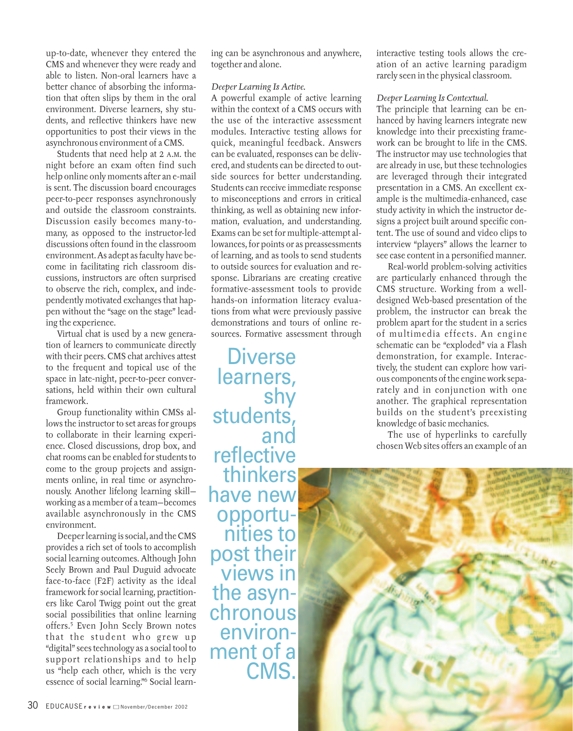up-to-date, whenever they entered the CMS and whenever they were ready and able to listen. Non-oral learners have a better chance of absorbing the information that often slips by them in the oral environment. Diverse learners, shy students, and reflective thinkers have new opportunities to post their views in the asynchronous environment of a CMS.

Students that need help at 2 A.M. the night before an exam often find such help online only moments after an e-mail is sent. The discussion board encourages peer-to-peer responses asynchronously and outside the classroom constraints. Discussion easily becomes many-to-many, as opposed to the instructor-led discussions often found in the classroom environment. As adept as faculty have become in facilitating rich classroom discussions, instructors are often surprised to observe the rich, complex, and independently motivated exchanges that happen without the "sage on the stage" leading the experience.

Virtual chat is used by a new generation of learners to communicate directly with their peers. CMS chat archives attest to the frequent and topical use of the space in late-night, peer-to-peer conversations, held within their own cultural framework.

Group functionality within CMSs allows the instructor to set areas for groups to collaborate in their learning experience. Closed discussions, drop box, and chat rooms can be enabled for students to come to the group projects and assignments online, in real time or asynchronously. Another lifelong learning skill—working as a member of a team—becomes available asynchronously in the CMS environment.

Deeper learning is social, and the CMS provides a rich set of tools to accomplish social learning outcomes. Although John Seely Brown and Paul Duguid advocate face-to-face (F2F) activity as the ideal framework for social learning, practitioners like Carol Twigg point out the great social possibilities that online learning offers.[5] Even John Seely Brown notes that the student who grew up "digital" sees technology as a social tool to support relationships and to help us "help each other, which is the very essence of social learning."[6] Social learning can be asynchronous and anywhere, together and alone.

*Deeper Learning Is Active.*

A powerful example of active learning within the context of a CMS occurs with the use of the interactive assessment modules. Interactive testing allows for quick, meaningful feedback. Answers can be evaluated, responses can be delivered, and students can be directed to outside sources for better understanding. Students can receive immediate response to misconceptions and errors in critical thinking, as well as obtaining new information, evaluation, and understanding. Exams can be set for multiple-attempt allowances, for points or as preassessments of learning, and as tools to send students to outside sources for evaluation and response. Librarians are creating creative formative-assessment tools to provide hands-on information literacy evaluations from what were previously passive demonstrations and tours of online resources. Formative assessment through interactive testing tools allows the creation of an active learning paradigm rarely seen in the physical classroom.

> Diverse learners, shy students, and reflective thinkers have new opportunities to post their views in the asynchronous environment of a CMS.

*Deeper Learning Is Contextual.*

The principle that learning can be enhanced by having learners integrate new knowledge into their preexisting framework can be brought to life in the CMS. The instructor may use technologies that are already in use, but these technologies are leveraged through their integrated presentation in a CMS. An excellent example is the multimedia-enhanced, case study activity in which the instructor designs a project built around specific content. The use of sound and video clips to interview "players" allows the learner to see case content in a personified manner.

Real-world problem-solving activities are particularly enhanced through the CMS structure. Working from a well-designed Web-based presentation of the problem, the instructor can break the problem apart for the student in a series of multimedia effects. An engine schematic can be "exploded" via a Flash demonstration, for example. Interactively, the student can explore how various components of the engine work separately and in conjunction with one another. The graphical representation builds on the student's preexisting knowledge of basic mechanics.

The use of hyperlinks to carefully chosen Web sites offers an example of an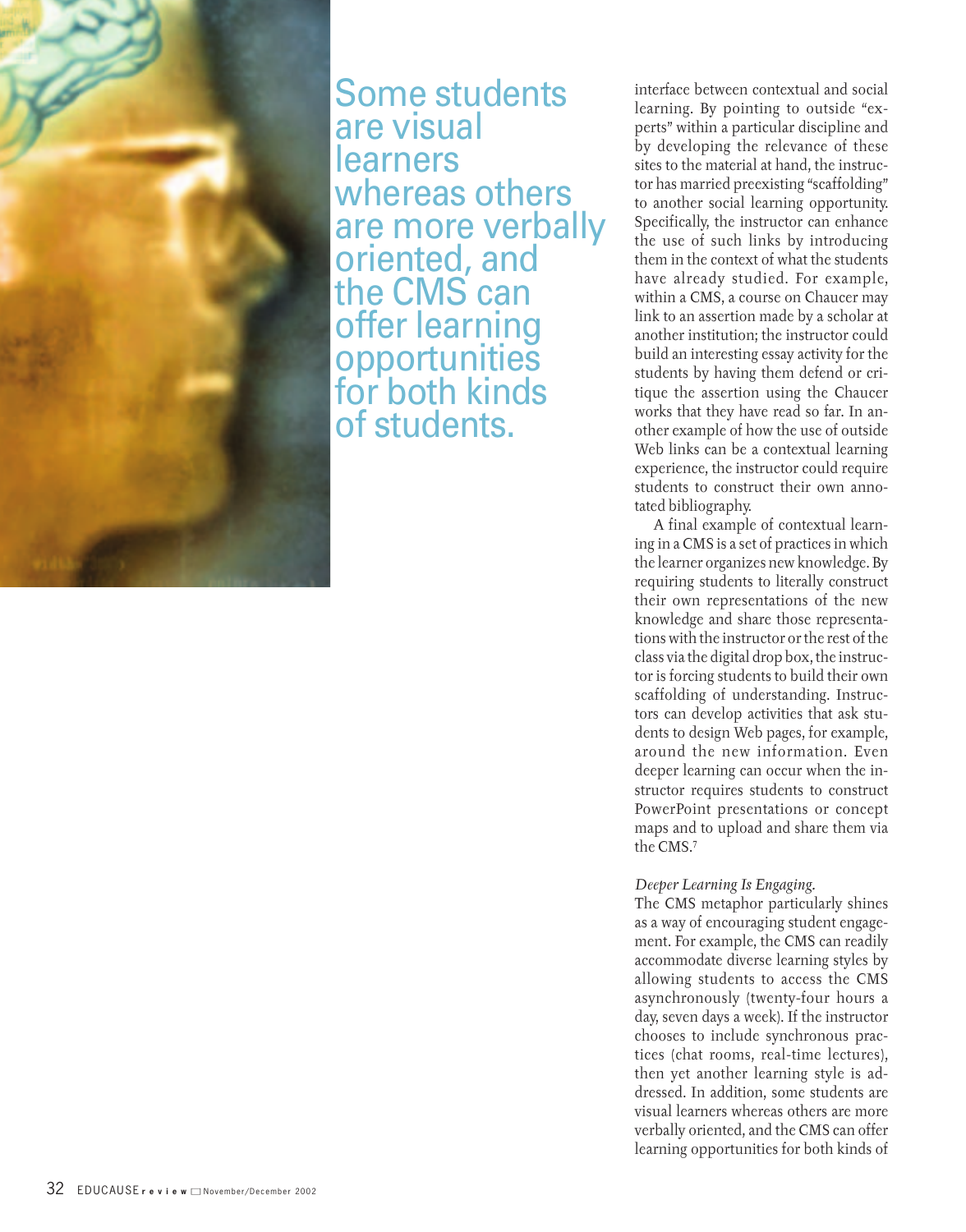Some students are visual learners whereas others are more verbally oriented, and the CMS can offer learning opportunities for both kinds of students.

interface between contextual and social learning. By pointing to outside "experts" within a particular discipline and by developing the relevance of these sites to the material at hand, the instructor has married preexisting "scaffolding" to another social learning opportunity. Specifically, the instructor can enhance the use of such links by introducing them in the context of what the students have already studied. For example, within a CMS, a course on Chaucer may link to an assertion made by a scholar at another institution; the instructor could build an interesting essay activity for the students by having them defend or critique the assertion using the Chaucer works that they have read so far. In another example of how the use of outside Web links can be a contextual learning experience, the instructor could require students to construct their own annotated bibliography.

A final example of contextual learning in a CMS is a set of practices in which the learner organizes new knowledge. By requiring students to literally construct their own representations of the new knowledge and share those representations with the instructor or the rest of the class via the digital drop box, the instructor is forcing students to build their own scaffolding of understanding. Instructors can develop activities that ask students to design Web pages, for example, around the new information. Even deeper learning can occur when the instructor requires students to construct PowerPoint presentations or concept maps and to upload and share them via the CMS.[7]

*Deeper Learning Is Engaging.* The CMS metaphor particularly shines as a way of encouraging student engagement. For example, the CMS can readily accommodate diverse learning styles by allowing students to access the CMS asynchronously (twenty-four hours a day, seven days a week). If the instructor chooses to include synchronous practices (chat rooms, real-time lectures), then yet another learning style is addressed. In addition, some students are visual learners whereas others are more verbally oriented, and the CMS can offer learning opportunities for both kinds of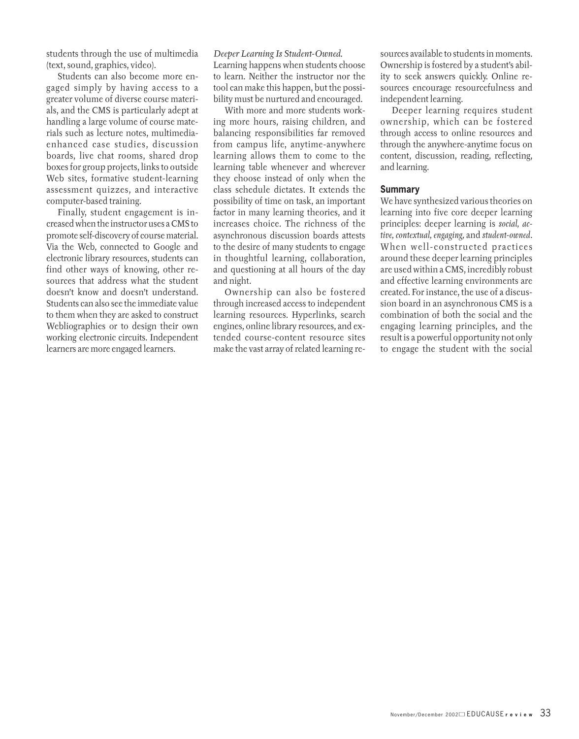students through the use of multimedia (text, sound, graphics, video).

Students can also become more engaged simply by having access to a greater volume of diverse course materials, and the CMS is particularly adept at handling a large volume of course materials such as lecture notes, multimedia-enhanced case studies, discussion boards, live chat rooms, shared drop boxes for group projects, links to outside Web sites, formative student-learning assessment quizzes, and interactive computer-based training.

Finally, student engagement is increased when the instructor uses a CMS to promote self-discovery of course material. Via the Web, connected to Google and electronic library resources, students can find other ways of knowing, other resources that address what the student doesn't know and doesn't understand. Students can also see the immediate value to them when they are asked to construct Webliographies or to design their own working electronic circuits. Independent learners are more engaged learners.

*Deeper Learning Is Student-Owned.* Learning happens when students choose to learn. Neither the instructor nor the tool can make this happen, but the possibility must be nurtured and encouraged.

With more and more students working more hours, raising children, and balancing responsibilities far removed from campus life, anytime-anywhere learning allows them to come to the learning table whenever and wherever they choose instead of only when the class schedule dictates. It extends the possibility of time on task, an important factor in many learning theories, and it increases choice. The richness of the asynchronous discussion boards attests to the desire of many students to engage in thoughtful learning, collaboration, and questioning at all hours of the day and night.

Ownership can also be fostered through increased access to independent learning resources. Hyperlinks, search engines, online library resources, and extended course-content resource sites make the vast array of related learning resources available to students in moments. Ownership is fostered by a student's ability to seek answers quickly. Online resources encourage resourcefulness and independent learning.

Deeper learning requires student ownership, which can be fostered through access to online resources and through the anywhere-anytime focus on content, discussion, reading, reflecting, and learning.

## Summary

We have synthesized various theories on learning into five core deeper learning principles: deeper learning is *social, active, contextual, engaging,* and *student-owned*. When well-constructed practices around these deeper learning principles are used within a CMS, incredibly robust and effective learning environments are created. For instance, the use of a discussion board in an asynchronous CMS is a combination of both the social and the engaging learning principles, and the result is a powerful opportunity not only to engage the student with the social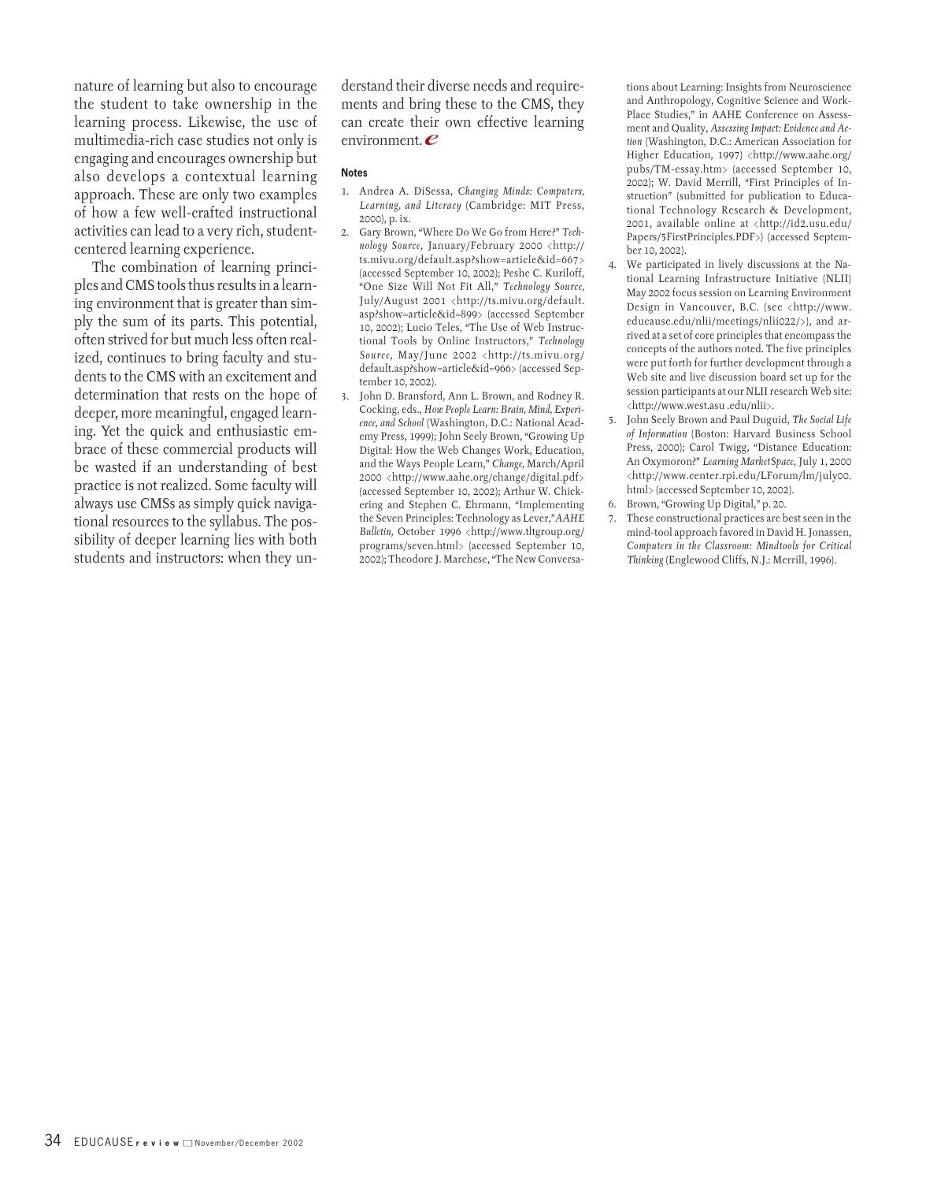nature of learning but also to encourage the student to take ownership in the learning process. Likewise, the use of multimedia-rich case studies not only is engaging and encourages ownership but also develops a contextual learning approach. These are only two examples of how a few well-crafted instructional activities can lead to a very rich, student-centered learning experience.

The combination of learning principles and CMS tools thus results in a learning environment that is greater than simply the sum of its parts. This potential, often strived for but much less often realized, continues to bring faculty and students to the CMS with an excitement and determination that rests on the hope of deeper, more meaningful, engaged learning. Yet the quick and enthusiastic embrace of these commercial products will be wasted if an understanding of best practice is not realized. Some faculty will always use CMSs as simply quick navigational resources to the syllabus. The possibility of deeper learning lies with both students and instructors: when they understand their diverse needs and requirements and bring these to the CMS, they can create their own effective learning environment. *e*

#### Notes

1. Andrea A. DiSessa, *Changing Minds: Computers, Learning, and Literacy* (Cambridge: MIT Press, 2000), p. ix.
2. Gary Brown, "Where Do We Go from Here?" *Technology Source*, January/February 2000 <http://ts.mivu.org/default.asp?show=article&id=667> (accessed September 10, 2002); Peshe C. Kuriloff, "One Size Will Not Fit All," *Technology Source*, July/August 2001 <http://ts.mivu.org/default.asp?show=article&id=899> (accessed September 10, 2002); Lucio Teles, "The Use of Web Instructional Tools by Online Instructors," *Technology Source*, May/June 2002 <http://ts.mivu.org/default.asp?show=article&id=966> (accessed September 10, 2002).
3. John D. Bransford, Ann L. Brown, and Rodney R. Cocking, eds., *How People Learn: Brain, Mind, Experience, and School* (Washington, D.C.: National Academy Press, 1999); John Seely Brown, "Growing Up Digital: How the Web Changes Work, Education, and the Ways People Learn," *Change*, March/April 2000 <http://www.aahe.org/change/digital.pdf> (accessed September 10, 2002); Arthur W. Chickering and Stephen C. Ehrmann, "Implementing the Seven Principles: Technology as Lever," *AAHE Bulletin*, October 1996 <http://www.tltgroup.org/programs/seven.html> (accessed September 10, 2002); Theodore J. Marchese, "The New Conversations about Learning: Insights from Neuroscience and Anthropology, Cognitive Science and Work-Place Studies," in AAHE Conference on Assessment and Quality, *Assessing Impact: Evidence and Action* (Washington, D.C.: American Association for Higher Education, 1997) <http://www.aahe.org/pubs/TM-essay.htm> (accessed September 10, 2002); W. David Merrill, "First Principles of Instruction" (submitted for publication to Educational Technology Research & Development, 2001, available online at <http://id2.usu.edu/Papers/5FirstPrinciples.PDF>) (accessed September 10, 2002).
4. We participated in lively discussions at the National Learning Infrastructure Initiative (NLII) May 2002 focus session on Learning Environment Design in Vancouver, B.C. (see <http://www.educause.edu/nlii/meetings/nlii022/>), and arrived at a set of core principles that encompass the concepts of the authors noted. The five principles were put forth for further development through a Web site and live discussion board set up for the session participants at our NLII research Web site: <http://www.west.asu .edu/nlii>.
5. John Seely Brown and Paul Duguid, *The Social Life of Information* (Boston: Harvard Business School Press, 2000); Carol Twigg, "Distance Education: An Oxymoron?" *Learning MarketSpace*, July 1, 2000 <http://www.center.rpi.edu/LForum/lm/july00.html> (accessed September 10, 2002).
6. Brown, "Growing Up Digital," p. 20.
7. These constructional practices are best seen in the mind-tool approach favored in David H. Jonassen, *Computers in the Classroom: Mindtools for Critical Thinking* (Englewood Cliffs, N.J.: Merrill, 1996).